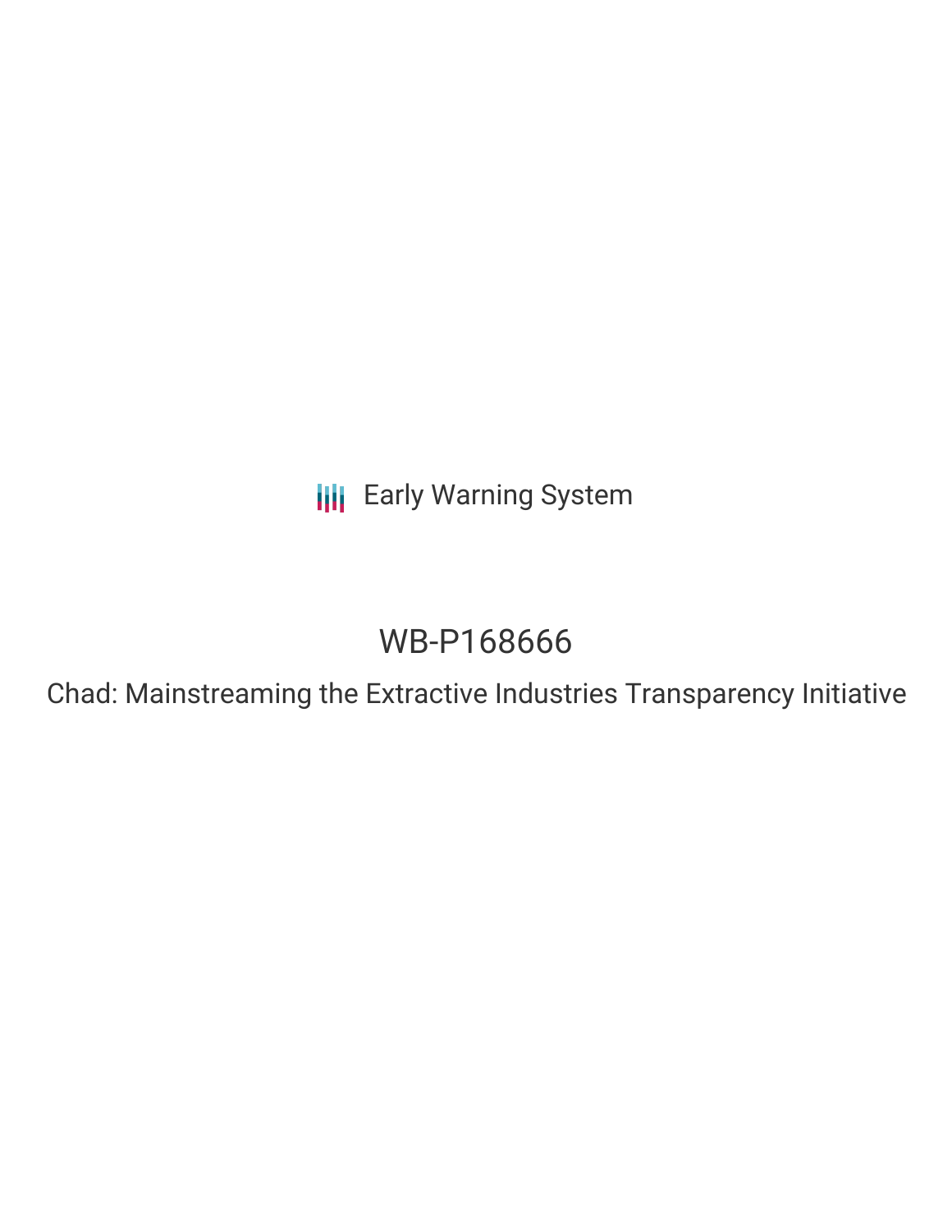Early Warning System

# WB-P168666

## Chad: Mainstreaming the Extractive Industries Transparency Initiative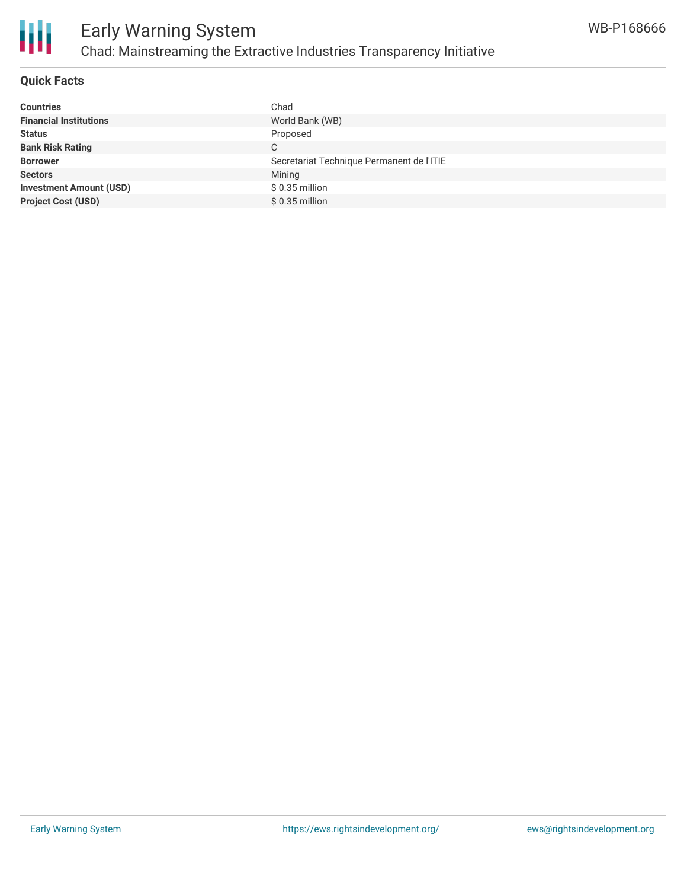# Early Warning System

## Chad: Mainstreaming the Extractive Industries Transparency Initiative

WB-P168666

### Quick Facts

| | |
|---|---|
| **Countries** | Chad |
| **Financial Institutions** | World Bank (WB) |
| **Status** | Proposed |
| **Bank Risk Rating** | C |
| **Borrower** | Secretariat Technique Permanent de l'ITIE |
| **Sectors** | Mining |
| **Investment Amount (USD)** | $ 0.35 million |
| **Project Cost (USD)** | $ 0.35 million |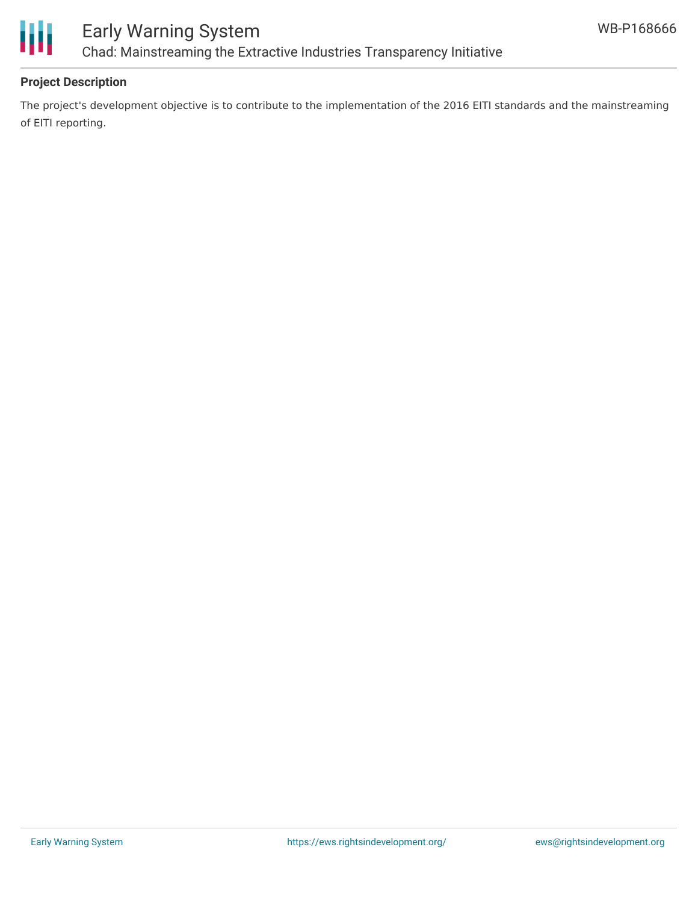**Project Description**

The project's development objective is to contribute to the implementation of the 2016 EITI standards and the mainstreaming of EITI reporting.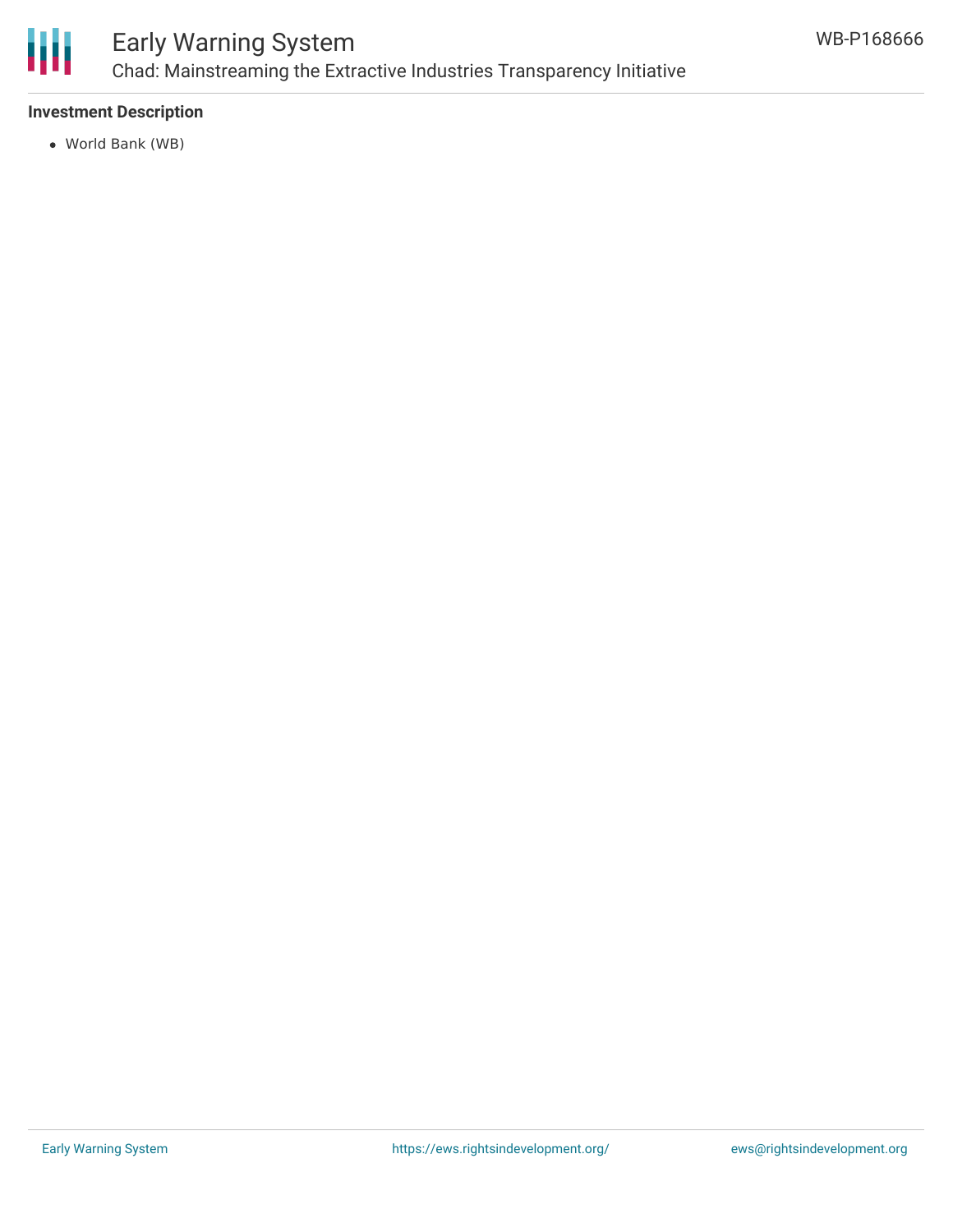**Investment Description**

- World Bank (WB)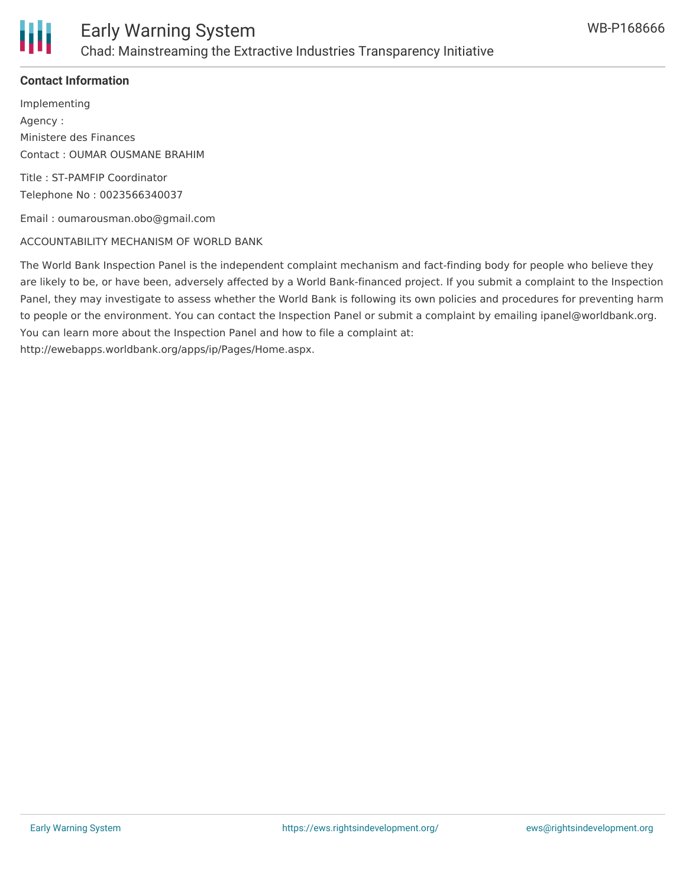## Contact Information

Implementing
Agency :
Ministere des Finances
Contact : OUMAR OUSMANE BRAHIM

Title : ST-PAMFIP Coordinator
Telephone No : 0023566340037

Email : oumarousman.obo@gmail.com

ACCOUNTABILITY MECHANISM OF WORLD BANK

The World Bank Inspection Panel is the independent complaint mechanism and fact-finding body for people who believe they are likely to be, or have been, adversely affected by a World Bank-financed project. If you submit a complaint to the Inspection Panel, they may investigate to assess whether the World Bank is following its own policies and procedures for preventing harm to people or the environment. You can contact the Inspection Panel or submit a complaint by emailing ipanel@worldbank.org. You can learn more about the Inspection Panel and how to file a complaint at: http://ewebapps.worldbank.org/apps/ip/Pages/Home.aspx.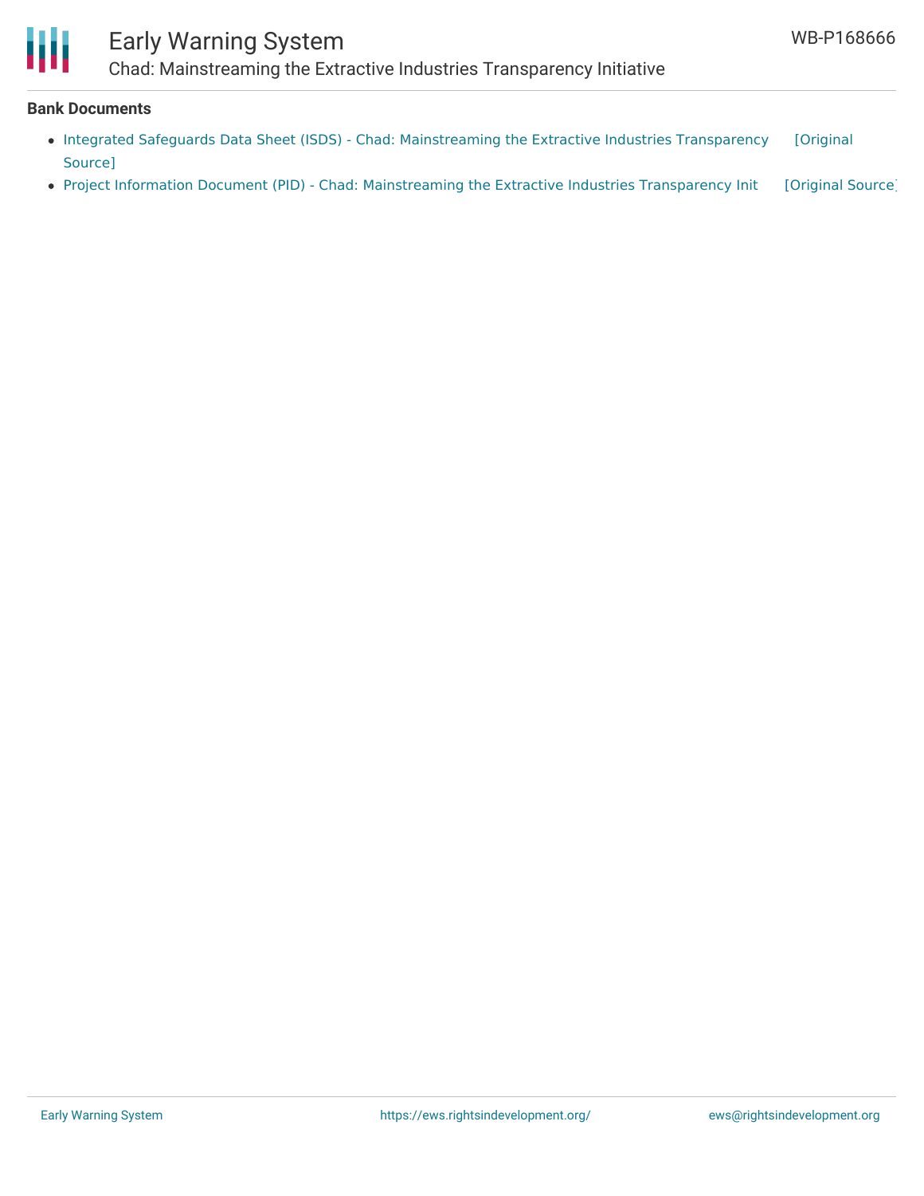**Bank Documents**

- Integrated Safeguards Data Sheet (ISDS) - Chad: Mainstreaming the Extractive Industries Transparency [Original Source]
- Project Information Document (PID) - Chad: Mainstreaming the Extractive Industries Transparency Init [Original Source]